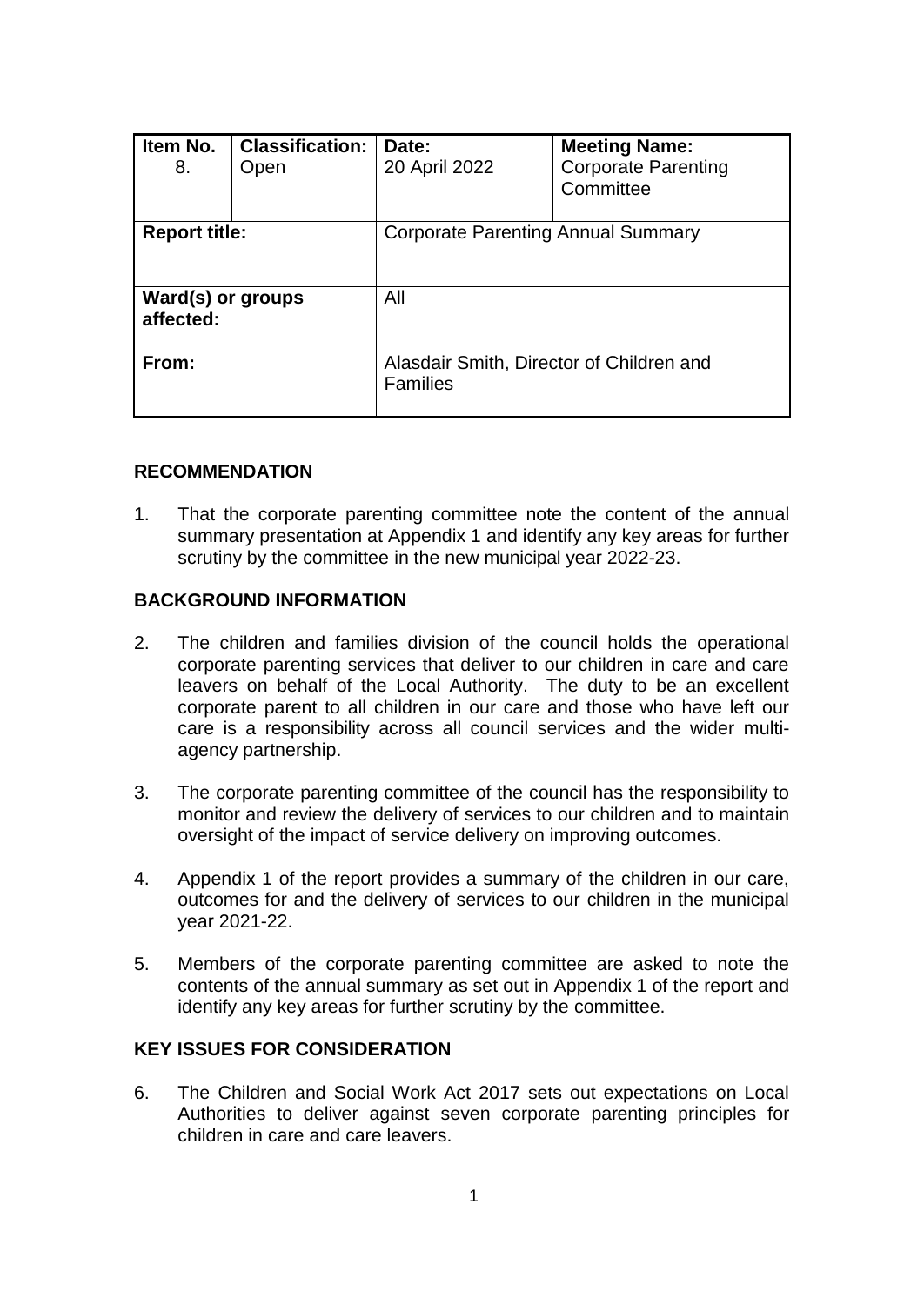| Item No. 8. | Classification: Open | Date: 20 April 2022 | Meeting Name: Corporate Parenting Committee |
|---|---|---|---|
| **Report title:** | | Corporate Parenting Annual Summary | |
| **Ward(s) or groups affected:** | | All | |
| **From:** | | Alasdair Smith, Director of Children and Families | |

## RECOMMENDATION

1. That the corporate parenting committee note the content of the annual summary presentation at Appendix 1 and identify any key areas for further scrutiny by the committee in the new municipal year 2022-23.

## BACKGROUND INFORMATION

2. The children and families division of the council holds the operational corporate parenting services that deliver to our children in care and care leavers on behalf of the Local Authority. The duty to be an excellent corporate parent to all children in our care and those who have left our care is a responsibility across all council services and the wider multi-agency partnership.

3. The corporate parenting committee of the council has the responsibility to monitor and review the delivery of services to our children and to maintain oversight of the impact of service delivery on improving outcomes.

4. Appendix 1 of the report provides a summary of the children in our care, outcomes for and the delivery of services to our children in the municipal year 2021-22.

5. Members of the corporate parenting committee are asked to note the contents of the annual summary as set out in Appendix 1 of the report and identify any key areas for further scrutiny by the committee.

## KEY ISSUES FOR CONSIDERATION

6. The Children and Social Work Act 2017 sets out expectations on Local Authorities to deliver against seven corporate parenting principles for children in care and care leavers.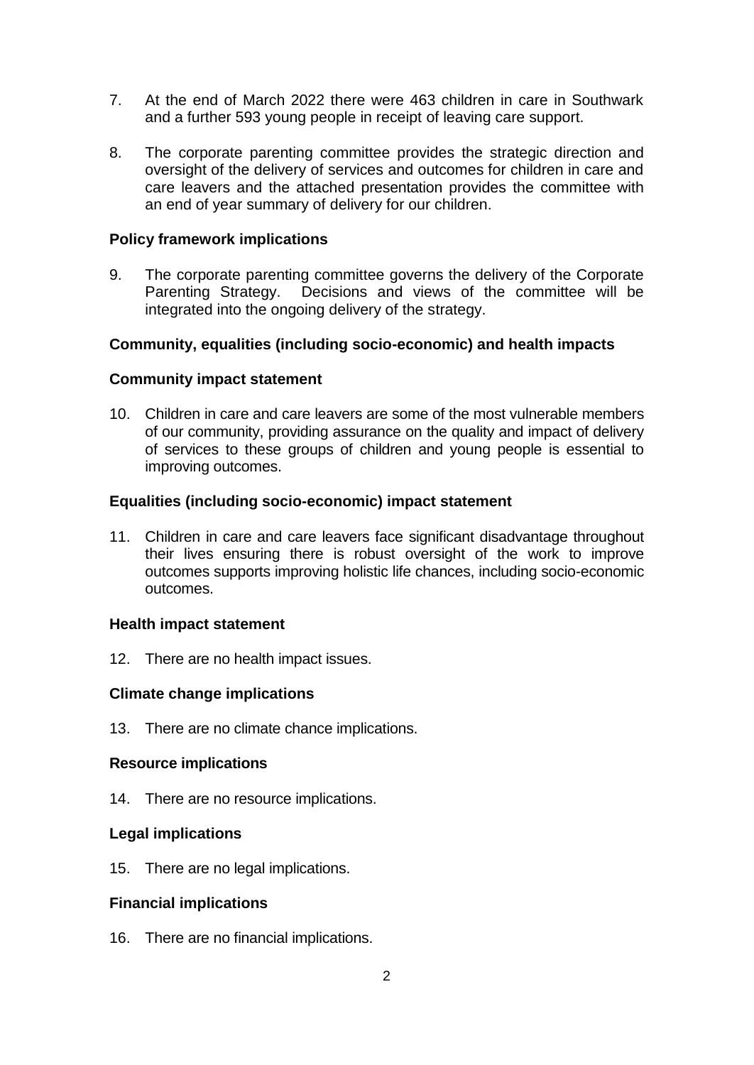7. At the end of March 2022 there were 463 children in care in Southwark and a further 593 young people in receipt of leaving care support.

8. The corporate parenting committee provides the strategic direction and oversight of the delivery of services and outcomes for children in care and care leavers and the attached presentation provides the committee with an end of year summary of delivery for our children.

**Policy framework implications**

9. The corporate parenting committee governs the delivery of the Corporate Parenting Strategy. Decisions and views of the committee will be integrated into the ongoing delivery of the strategy.

**Community, equalities (including socio-economic) and health impacts**

**Community impact statement**

10. Children in care and care leavers are some of the most vulnerable members of our community, providing assurance on the quality and impact of delivery of services to these groups of children and young people is essential to improving outcomes.

**Equalities (including socio-economic) impact statement**

11. Children in care and care leavers face significant disadvantage throughout their lives ensuring there is robust oversight of the work to improve outcomes supports improving holistic life chances, including socio-economic outcomes.

**Health impact statement**

12. There are no health impact issues.

**Climate change implications**

13. There are no climate chance implications.

**Resource implications**

14. There are no resource implications.

**Legal implications**

15. There are no legal implications.

**Financial implications**

16. There are no financial implications.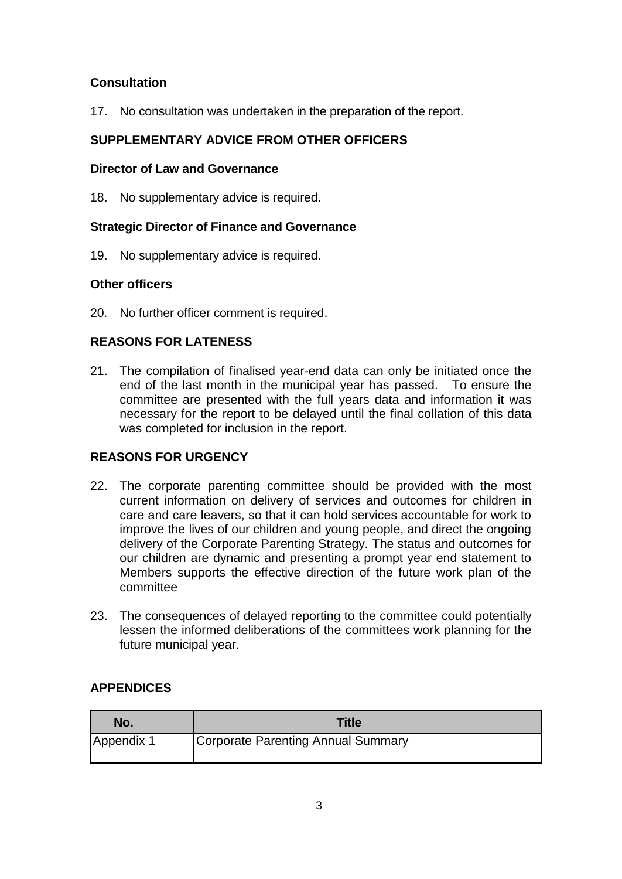**Consultation**

17. No consultation was undertaken in the preparation of the report.

## SUPPLEMENTARY ADVICE FROM OTHER OFFICERS

**Director of Law and Governance**

18. No supplementary advice is required.

**Strategic Director of Finance and Governance**

19. No supplementary advice is required.

**Other officers**

20. No further officer comment is required.

## REASONS FOR LATENESS

21. The compilation of finalised year-end data can only be initiated once the end of the last month in the municipal year has passed. To ensure the committee are presented with the full years data and information it was necessary for the report to be delayed until the final collation of this data was completed for inclusion in the report.

## REASONS FOR URGENCY

22. The corporate parenting committee should be provided with the most current information on delivery of services and outcomes for children in care and care leavers, so that it can hold services accountable for work to improve the lives of our children and young people, and direct the ongoing delivery of the Corporate Parenting Strategy. The status and outcomes for our children are dynamic and presenting a prompt year end statement to Members supports the effective direction of the future work plan of the committee

23. The consequences of delayed reporting to the committee could potentially lessen the informed deliberations of the committees work planning for the future municipal year.

## APPENDICES

| No. | Title |
| --- | --- |
| Appendix 1 | Corporate Parenting Annual Summary |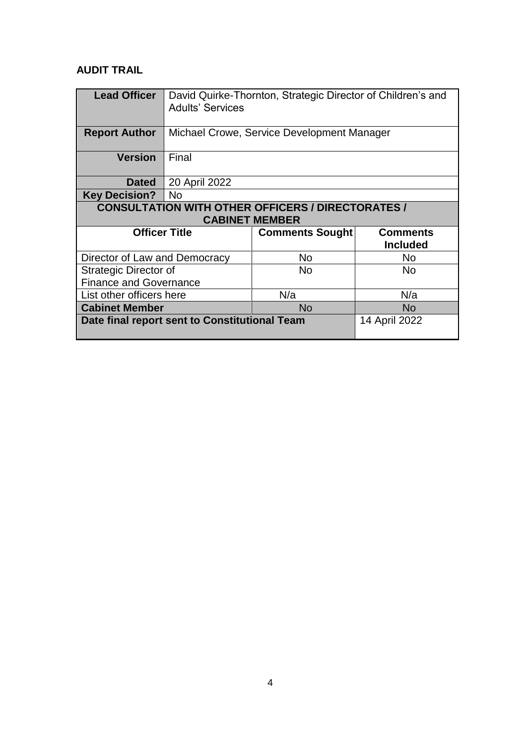**AUDIT TRAIL**

| | | | |
|---|---|---|---|
| **Lead Officer** | David Quirke-Thornton, Strategic Director of Children's and Adults' Services | | |
| **Report Author** | Michael Crowe, Service Development Manager | | |
| **Version** | Final | | |
| **Dated** | 20 April 2022 | | |
| **Key Decision?** | No | | |
| **CONSULTATION WITH OTHER OFFICERS / DIRECTORATES / CABINET MEMBER** | | | |
| **Officer Title** | | **Comments Sought** | **Comments Included** |
| Director of Law and Democracy | | No | No |
| Strategic Director of Finance and Governance | | No | No |
| List other officers here | | N/a | N/a |
| **Cabinet Member** | | No | No |
| **Date final report sent to Constitutional Team** | | | 14 April 2022 |